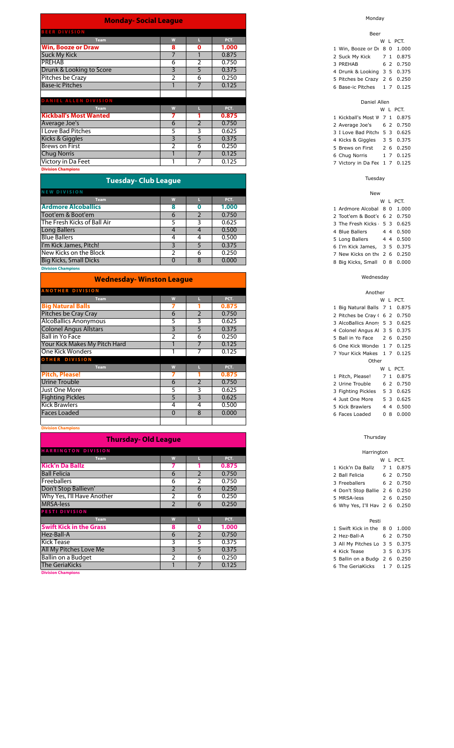## Monday- Social League

### BEER DIVISION

| Team | W | L | PCT. |
|---|---|---|---|
| **Win, Booze or Draw** | 8 | 0 | 1.000 |
| Suck My Kick | 7 | 1 | 0.875 |
| PREHAB | 6 | 2 | 0.750 |
| Drunk & Looking to Score | 3 | 5 | 0.375 |
| Pitches be Crazy | 2 | 6 | 0.250 |
| Base-ic Pitches | 1 | 7 | 0.125 |

### DANIEL ALLEN DIVISION

| Team | W | L | PCT. |
|---|---|---|---|
| **Kickball's Most Wanted** | 7 | 1 | 0.875 |
| Average Joe's | 6 | 2 | 0.750 |
| I Love Bad Pitches | 5 | 3 | 0.625 |
| Kicks & Giggles | 3 | 5 | 0.375 |
| Brews on First | 2 | 6 | 0.250 |
| Chug Norris | 1 | 7 | 0.125 |
| Victory in Da Feet | 1 | 7 | 0.125 |

**Division Champions**

## Tuesday- Club League

### NEW DIVISION

| Team | W | L | PCT. |
|---|---|---|---|
| **Ardmore Alcoballics** | 8 | 0 | 1.000 |
| Toot'em & Boot'em | 6 | 2 | 0.750 |
| The Fresh Kicks of Ball Air | 5 | 3 | 0.625 |
| Long Ballers | 4 | 4 | 0.500 |
| Blue Ballers | 4 | 4 | 0.500 |
| I'm Kick James, Pitch! | 3 | 5 | 0.375 |
| New Kicks on the Block | 2 | 6 | 0.250 |
| Big Kicks, Small Dicks | 0 | 8 | 0.000 |

**Division Champions**

## Wednesday- Winston League

### ANOTHER DIVISION

| Team | W | L | PCT. |
|---|---|---|---|
| **Big Natural Balls** | 7 | 1 | 0.875 |
| Pitches be Cray Cray | 6 | 2 | 0.750 |
| AlcoBallics Anonymous | 5 | 3 | 0.625 |
| Colonel Angus Allstars | 3 | 5 | 0.375 |
| Ball in Yo Face | 2 | 6 | 0.250 |
| Your Kick Makes My Pitch Hard | 1 | 7 | 0.125 |
| One Kick Wonders | 1 | 7 | 0.125 |

### OTHER DIVISION

| Team | W | L | PCT. |
|---|---|---|---|
| **Pitch, Please!** | 7 | 1 | 0.875 |
| Urine Trouble | 6 | 2 | 0.750 |
| Just One More | 5 | 3 | 0.625 |
| Fighting Pickles | 5 | 3 | 0.625 |
| Kick Brawlers | 4 | 4 | 0.500 |
| Faces Loaded | 0 | 8 | 0.000 |

**Division Champions**

## Thursday- Old League

### HARRINGTON DIVISION

| Team | W | L | PCT. |
|---|---|---|---|
| **Kick'n Da Ballz** | 7 | 1 | 0.875 |
| Ball Felicia | 6 | 2 | 0.750 |
| Freeballers | 6 | 2 | 0.750 |
| Don't Stop Ballievn' | 2 | 6 | 0.250 |
| Why Yes, I'll Have Another | 2 | 6 | 0.250 |
| MRSA-less | 2 | 6 | 0.250 |

### PESTI DIVISION

| Team | W | L | PCT. |
|---|---|---|---|
| **Swift Kick in the Grass** | 8 | 0 | 1.000 |
| Hez-Ball-A | 6 | 2 | 0.750 |
| Kick Tease | 3 | 5 | 0.375 |
| All My Pitches Love Me | 3 | 5 | 0.375 |
| Ballin on a Budget | 2 | 6 | 0.250 |
| The GeriaKicks | 1 | 7 | 0.125 |

**Division Champions**

Monday

Beer

| | | W | L | PCT. |
|---|---|---|---|---|
| 1 | Win, Booze or Dı | 8 | 0 | 1.000 |
| 2 | Suck My Kick | 7 | 1 | 0.875 |
| 3 | PREHAB | 6 | 2 | 0.750 |
| 4 | Drunk & Looking | 3 | 5 | 0.375 |
| 5 | Pitches be Crazy | 2 | 6 | 0.250 |
| 6 | Base-ic Pitches | 1 | 7 | 0.125 |

Daniel Allen

| | | W | L | PCT. |
|---|---|---|---|---|
| 1 | Kickball's Most W | 7 | 1 | 0.875 |
| 2 | Average Joe's | 6 | 2 | 0.750 |
| 3 | I Love Bad Pitch | 5 | 3 | 0.625 |
| 4 | Kicks & Giggles | 3 | 5 | 0.375 |
| 5 | Brews on First | 2 | 6 | 0.250 |
| 6 | Chug Norris | 1 | 7 | 0.125 |
| 7 | Victory in Da Fee | 1 | 7 | 0.125 |

Tuesday

New

| | | W | L | PCT. |
|---|---|---|---|---|
| 1 | Ardmore Alcobal | 8 | 0 | 1.000 |
| 2 | Toot'em & Boot'e | 6 | 2 | 0.750 |
| 3 | The Fresh Kicks | 5 | 3 | 0.625 |
| 4 | Blue Ballers | 4 | 4 | 0.500 |
| 5 | Long Ballers | 4 | 4 | 0.500 |
| 6 | I'm Kick James, | 3 | 5 | 0.375 |
| 7 | New Kicks on the | 2 | 6 | 0.250 |
| 8 | Big Kicks, Small | 0 | 8 | 0.000 |

Wednesday

Another

| | | W | L | PCT. |
|---|---|---|---|---|
| 1 | Big Natural Balls | 7 | 1 | 0.875 |
| 2 | Pitches be Cray ( | 6 | 2 | 0.750 |
| 3 | AlcoBallics Anon | 5 | 3 | 0.625 |
| 4 | Colonel Angus Al | 3 | 5 | 0.375 |
| 5 | Ball in Yo Face | 2 | 6 | 0.250 |
| 6 | One Kick Wonde | 1 | 7 | 0.125 |
| 7 | Your Kick Makes | 1 | 7 | 0.125 |

Other

| | | W | L | PCT. |
|---|---|---|---|---|
| 1 | Pitch, Please! | 7 | 1 | 0.875 |
| 2 | Urine Trouble | 6 | 2 | 0.750 |
| 3 | Fighting Pickles | 5 | 3 | 0.625 |
| 4 | Just One More | 5 | 3 | 0.625 |
| 5 | Kick Brawlers | 4 | 4 | 0.500 |
| 6 | Faces Loaded | 0 | 8 | 0.000 |

Thursday

Harrington

| | | W | L | PCT. |
|---|---|---|---|---|
| 1 | Kick'n Da Ballz | 7 | 1 | 0.875 |
| 2 | Ball Felicia | 6 | 2 | 0.750 |
| 3 | Freeballers | 6 | 2 | 0.750 |
| 4 | Don't Stop Ballie | 2 | 6 | 0.250 |
| 5 | MRSA-less | 2 | 6 | 0.250 |
| 6 | Why Yes, I'll Hav | 2 | 6 | 0.250 |

Pesti

| | | W | L | PCT. |
|---|---|---|---|---|
| 1 | Swift Kick in the | 8 | 0 | 1.000 |
| 2 | Hez-Ball-A | 6 | 2 | 0.750 |
| 3 | All My Pitches Lo | 3 | 5 | 0.375 |
| 4 | Kick Tease | 3 | 5 | 0.375 |
| 5 | Ballin on a Budg | 2 | 6 | 0.250 |
| 6 | The GeriaKicks | 1 | 7 | 0.125 |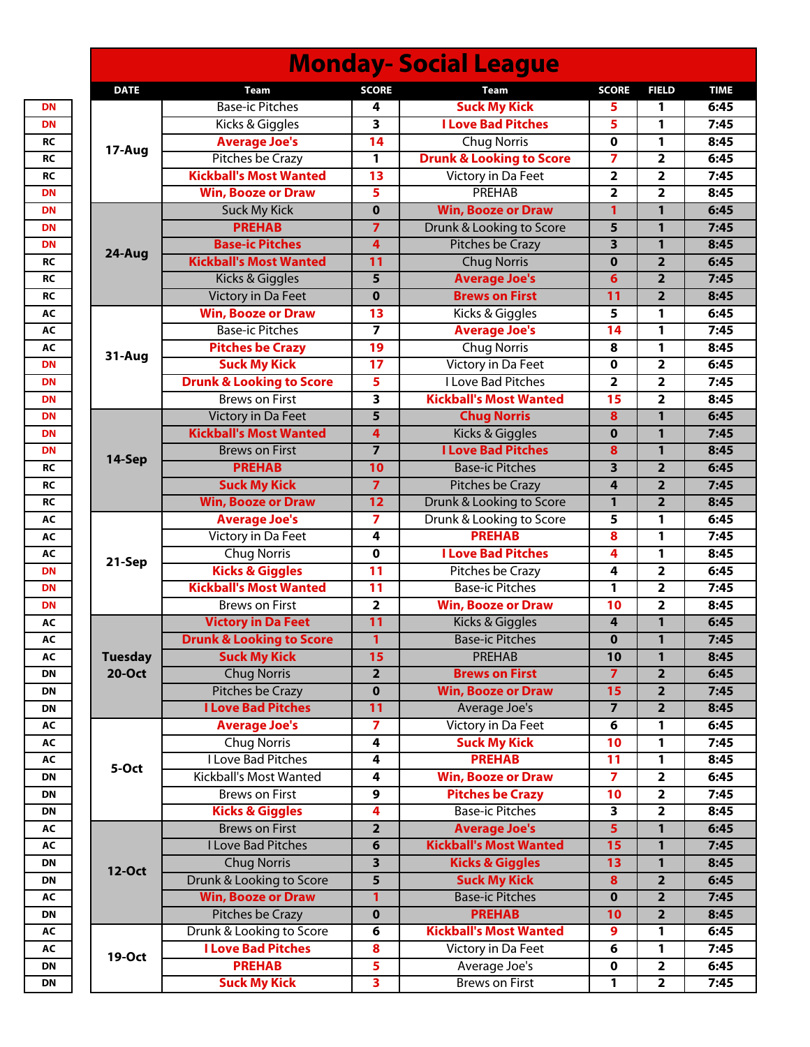# Monday- Social League

| | DATE | Team | SCORE | Team | SCORE | FIELD | TIME |
|---|---|---|---|---|---|---|---|
| DN | 17-Aug | Base-ic Pitches | 4 | **Suck My Kick** | 5 | 1 | 6:45 |
| DN | | Kicks & Giggles | 3 | **I Love Bad Pitches** | 5 | 1 | 7:45 |
| RC | | **Average Joe's** | 14 | Chug Norris | 0 | 1 | 8:45 |
| RC | | Pitches be Crazy | 1 | **Drunk & Looking to Score** | 7 | 2 | 6:45 |
| RC | | **Kickball's Most Wanted** | 13 | Victory in Da Feet | 2 | 2 | 7:45 |
| DN | | **Win, Booze or Draw** | 5 | PREHAB | 2 | 2 | 8:45 |
| DN | 24-Aug | Suck My Kick | 0 | **Win, Booze or Draw** | 1 | 1 | 6:45 |
| DN | | **PREHAB** | 7 | Drunk & Looking to Score | 5 | 1 | 7:45 |
| DN | | **Base-ic Pitches** | 4 | Pitches be Crazy | 3 | 1 | 8:45 |
| RC | | **Kickball's Most Wanted** | 11 | Chug Norris | 0 | 2 | 6:45 |
| RC | | Kicks & Giggles | 5 | **Average Joe's** | 6 | 2 | 7:45 |
| RC | | Victory in Da Feet | 0 | **Brews on First** | 11 | 2 | 8:45 |
| AC | 31-Aug | **Win, Booze or Draw** | 13 | Kicks & Giggles | 5 | 1 | 6:45 |
| AC | | Base-ic Pitches | 7 | **Average Joe's** | 14 | 1 | 7:45 |
| AC | | **Pitches be Crazy** | 19 | Chug Norris | 8 | 1 | 8:45 |
| DN | | **Suck My Kick** | 17 | Victory in Da Feet | 0 | 2 | 6:45 |
| DN | | **Drunk & Looking to Score** | 5 | I Love Bad Pitches | 2 | 2 | 7:45 |
| DN | | Brews on First | 3 | **Kickball's Most Wanted** | 15 | 2 | 8:45 |
| DN | 14-Sep | Victory in Da Feet | 5 | **Chug Norris** | 8 | 1 | 6:45 |
| DN | | **Kickball's Most Wanted** | 4 | Kicks & Giggles | 0 | 1 | 7:45 |
| DN | | Brews on First | 7 | **I Love Bad Pitches** | 8 | 1 | 8:45 |
| RC | | **PREHAB** | 10 | Base-ic Pitches | 3 | 2 | 6:45 |
| RC | | **Suck My Kick** | 7 | Pitches be Crazy | 4 | 2 | 7:45 |
| RC | | **Win, Booze or Draw** | 12 | Drunk & Looking to Score | 1 | 2 | 8:45 |
| AC | 21-Sep | **Average Joe's** | 7 | Drunk & Looking to Score | 5 | 1 | 6:45 |
| AC | | Victory in Da Feet | 4 | **PREHAB** | 8 | 1 | 7:45 |
| AC | | Chug Norris | 0 | **I Love Bad Pitches** | 4 | 1 | 8:45 |
| DN | | **Kicks & Giggles** | 11 | Pitches be Crazy | 4 | 2 | 6:45 |
| DN | | **Kickball's Most Wanted** | 11 | Base-ic Pitches | 1 | 2 | 7:45 |
| DN | | Brews on First | 2 | **Win, Booze or Draw** | 10 | 2 | 8:45 |
| AC | Tuesday 20-Oct | **Victory in Da Feet** | 11 | Kicks & Giggles | 4 | 1 | 6:45 |
| AC | | **Drunk & Looking to Score** | 1 | Base-ic Pitches | 0 | 1 | 7:45 |
| AC | | **Suck My Kick** | 15 | PREHAB | 10 | 1 | 8:45 |
| DN | | Chug Norris | 2 | **Brews on First** | 7 | 2 | 6:45 |
| DN | | Pitches be Crazy | 0 | **Win, Booze or Draw** | 15 | 2 | 7:45 |
| DN | | **I Love Bad Pitches** | 11 | Average Joe's | 7 | 2 | 8:45 |
| AC | 5-Oct | **Average Joe's** | 7 | Victory in Da Feet | 6 | 1 | 6:45 |
| AC | | Chug Norris | 4 | **Suck My Kick** | 10 | 1 | 7:45 |
| AC | | I Love Bad Pitches | 4 | **PREHAB** | 11 | 1 | 8:45 |
| DN | | Kickball's Most Wanted | 4 | **Win, Booze or Draw** | 7 | 2 | 6:45 |
| DN | | Brews on First | 9 | **Pitches be Crazy** | 10 | 2 | 7:45 |
| DN | | **Kicks & Giggles** | 4 | Base-ic Pitches | 3 | 2 | 8:45 |
| AC | 12-Oct | Brews on First | 2 | **Average Joe's** | 5 | 1 | 6:45 |
| AC | | I Love Bad Pitches | 6 | **Kickball's Most Wanted** | 15 | 1 | 7:45 |
| DN | | Chug Norris | 3 | **Kicks & Giggles** | 13 | 1 | 8:45 |
| DN | | Drunk & Looking to Score | 5 | **Suck My Kick** | 8 | 2 | 6:45 |
| AC | | **Win, Booze or Draw** | 1 | Base-ic Pitches | 0 | 2 | 7:45 |
| DN | | Pitches be Crazy | 0 | **PREHAB** | 10 | 2 | 8:45 |
| AC | 19-Oct | Drunk & Looking to Score | 6 | **Kickball's Most Wanted** | 9 | 1 | 6:45 |
| AC | | **I Love Bad Pitches** | 8 | Victory in Da Feet | 6 | 1 | 7:45 |
| DN | | **PREHAB** | 5 | Average Joe's | 0 | 2 | 6:45 |
| DN | | **Suck My Kick** | 3 | Brews on First | 1 | 2 | 7:45 |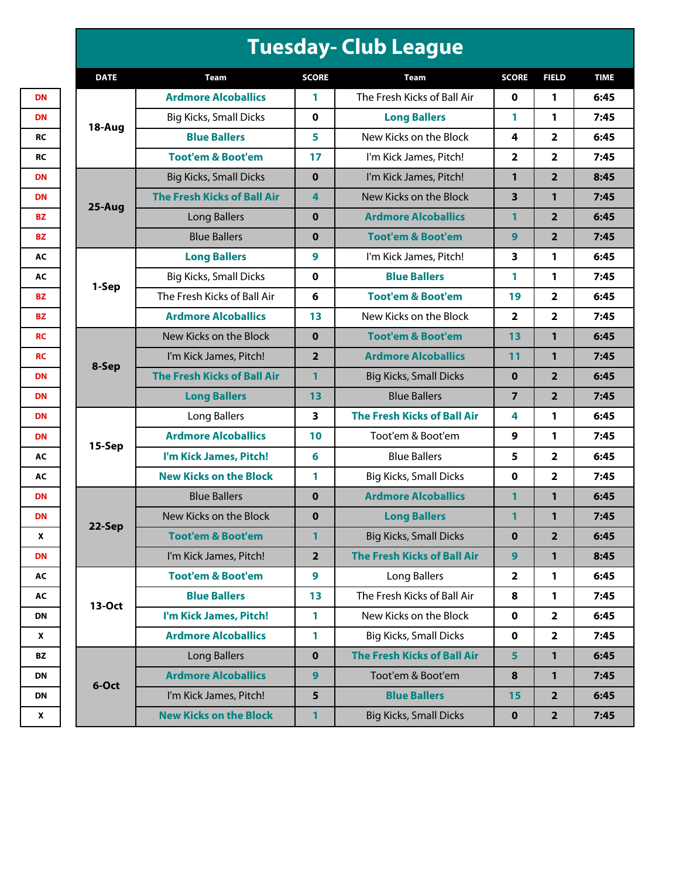# Tuesday- Club League

| | DATE | Team | SCORE | Team | SCORE | FIELD | TIME |
|---|---|---|---|---|---|---|---|
| DN | 18-Aug | **Ardmore Alcoballics** | **1** | The Fresh Kicks of Ball Air | 0 | 1 | 6:45 |
| DN | | Big Kicks, Small Dicks | 0 | **Long Ballers** | **1** | 1 | 7:45 |
| RC | | **Blue Ballers** | **5** | New Kicks on the Block | 4 | 2 | 6:45 |
| RC | | **Toot'em & Boot'em** | **17** | I'm Kick James, Pitch! | 2 | 2 | 7:45 |
| DN | 25-Aug | Big Kicks, Small Dicks | 0 | I'm Kick James, Pitch! | 1 | 2 | 8:45 |
| DN | | **The Fresh Kicks of Ball Air** | **4** | New Kicks on the Block | 3 | 1 | 7:45 |
| BZ | | Long Ballers | 0 | **Ardmore Alcoballics** | **1** | 2 | 6:45 |
| BZ | | Blue Ballers | 0 | **Toot'em & Boot'em** | **9** | 2 | 7:45 |
| AC | 1-Sep | **Long Ballers** | **9** | I'm Kick James, Pitch! | 3 | 1 | 6:45 |
| AC | | Big Kicks, Small Dicks | 0 | **Blue Ballers** | **1** | 1 | 7:45 |
| BZ | | The Fresh Kicks of Ball Air | 6 | **Toot'em & Boot'em** | **19** | 2 | 6:45 |
| BZ | | **Ardmore Alcoballics** | **13** | New Kicks on the Block | 2 | 2 | 7:45 |
| RC | 8-Sep | New Kicks on the Block | 0 | **Toot'em & Boot'em** | **13** | 1 | 6:45 |
| RC | | I'm Kick James, Pitch! | 2 | **Ardmore Alcoballics** | **11** | 1 | 7:45 |
| DN | | **The Fresh Kicks of Ball Air** | **1** | Big Kicks, Small Dicks | 0 | 2 | 6:45 |
| DN | | **Long Ballers** | **13** | Blue Ballers | 7 | 2 | 7:45 |
| DN | 15-Sep | Long Ballers | 3 | **The Fresh Kicks of Ball Air** | **4** | 1 | 6:45 |
| DN | | **Ardmore Alcoballics** | **10** | Toot'em & Boot'em | 9 | 1 | 7:45 |
| AC | | **I'm Kick James, Pitch!** | **6** | Blue Ballers | 5 | 2 | 6:45 |
| AC | | **New Kicks on the Block** | **1** | Big Kicks, Small Dicks | 0 | 2 | 7:45 |
| DN | 22-Sep | Blue Ballers | 0 | **Ardmore Alcoballics** | **1** | 1 | 6:45 |
| DN | | New Kicks on the Block | 0 | **Long Ballers** | **1** | 1 | 7:45 |
| X | | **Toot'em & Boot'em** | **1** | Big Kicks, Small Dicks | 0 | 2 | 6:45 |
| DN | | I'm Kick James, Pitch! | 2 | **The Fresh Kicks of Ball Air** | **9** | 1 | 8:45 |
| AC | 13-Oct | **Toot'em & Boot'em** | **9** | Long Ballers | 2 | 1 | 6:45 |
| AC | | **Blue Ballers** | **13** | The Fresh Kicks of Ball Air | 8 | 1 | 7:45 |
| DN | | **I'm Kick James, Pitch!** | **1** | New Kicks on the Block | 0 | 2 | 6:45 |
| X | | **Ardmore Alcoballics** | **1** | Big Kicks, Small Dicks | 0 | 2 | 7:45 |
| BZ | 6-Oct | Long Ballers | 0 | **The Fresh Kicks of Ball Air** | **5** | 1 | 6:45 |
| DN | | **Ardmore Alcoballics** | **9** | Toot'em & Boot'em | 8 | 1 | 7:45 |
| DN | | I'm Kick James, Pitch! | 5 | **Blue Ballers** | **15** | 2 | 6:45 |
| X | | **New Kicks on the Block** | **1** | Big Kicks, Small Dicks | 0 | 2 | 7:45 |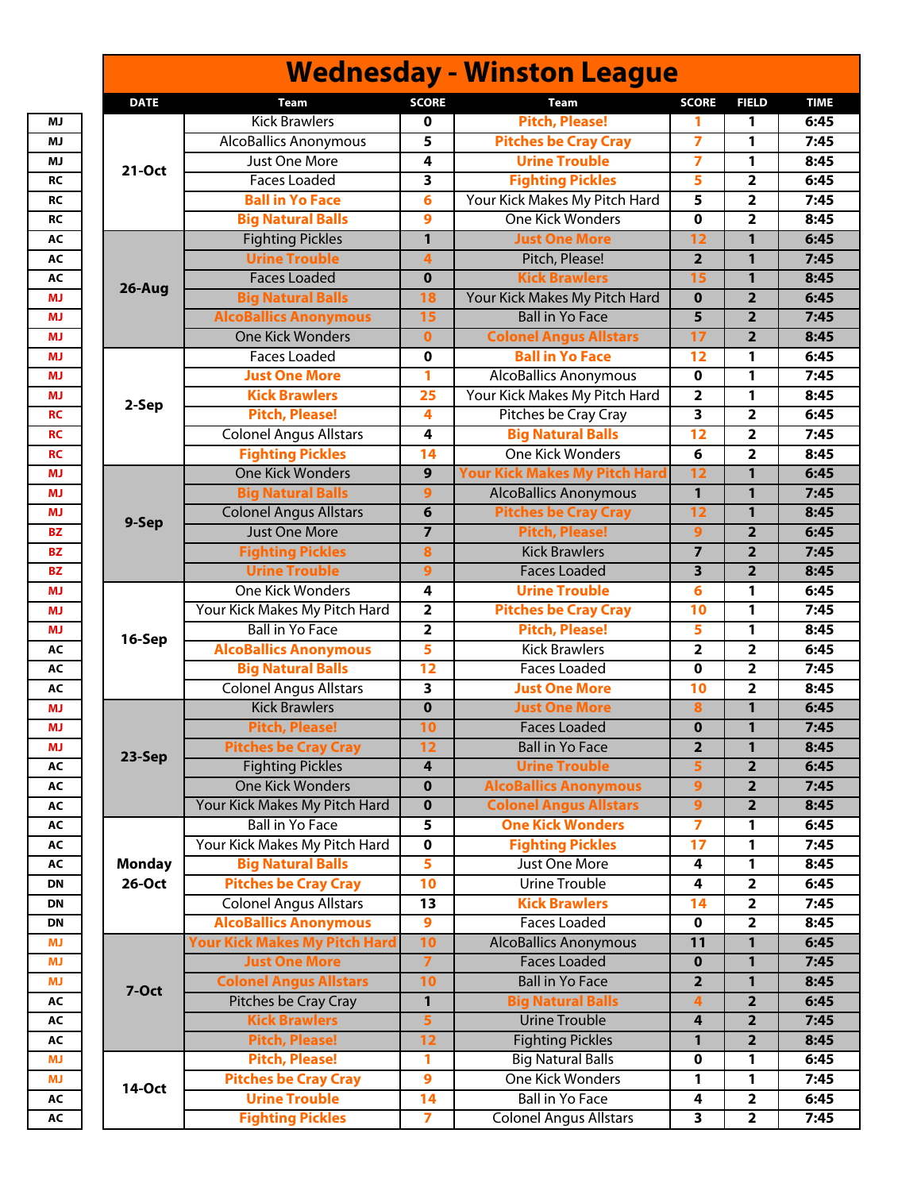# Wednesday - Winston League

| | DATE | Team | SCORE | Team | SCORE | FIELD | TIME |
|---|---|---|---|---|---|---|---|
| MJ | 21-Oct | Kick Brawlers | 0 | **Pitch, Please!** | 1 | 1 | 6:45 |
| MJ | | AlcoBallics Anonymous | 5 | **Pitches be Cray Cray** | 7 | 1 | 7:45 |
| MJ | | Just One More | 4 | **Urine Trouble** | 7 | 1 | 8:45 |
| RC | | Faces Loaded | 3 | **Fighting Pickles** | 5 | 2 | 6:45 |
| RC | | **Ball in Yo Face** | 6 | Your Kick Makes My Pitch Hard | 5 | 2 | 7:45 |
| RC | | **Big Natural Balls** | 9 | One Kick Wonders | 0 | 2 | 8:45 |
| AC | 26-Aug | Fighting Pickles | 1 | **Just One More** | 12 | 1 | 6:45 |
| AC | | **Urine Trouble** | 4 | Pitch, Please! | 2 | 1 | 7:45 |
| AC | | Faces Loaded | 0 | **Kick Brawlers** | 15 | 1 | 8:45 |
| MJ | | **Big Natural Balls** | 18 | Your Kick Makes My Pitch Hard | 0 | 2 | 6:45 |
| MJ | | **AlcoBallics Anonymous** | 15 | Ball in Yo Face | 5 | 2 | 7:45 |
| MJ | | One Kick Wonders | 0 | **Colonel Angus Allstars** | 17 | 2 | 8:45 |
| MJ | 2-Sep | Faces Loaded | 0 | **Ball in Yo Face** | 12 | 1 | 6:45 |
| MJ | | **Just One More** | 1 | AlcoBallics Anonymous | 0 | 1 | 7:45 |
| MJ | | **Kick Brawlers** | 25 | Your Kick Makes My Pitch Hard | 2 | 1 | 8:45 |
| RC | | **Pitch, Please!** | 4 | Pitches be Cray Cray | 3 | 2 | 6:45 |
| RC | | Colonel Angus Allstars | 4 | **Big Natural Balls** | 12 | 2 | 7:45 |
| RC | | **Fighting Pickles** | 14 | One Kick Wonders | 6 | 2 | 8:45 |
| MJ | 9-Sep | One Kick Wonders | 9 | **Your Kick Makes My Pitch Hard** | 12 | 1 | 6:45 |
| MJ | | **Big Natural Balls** | 9 | AlcoBallics Anonymous | 1 | 1 | 7:45 |
| MJ | | Colonel Angus Allstars | 6 | **Pitches be Cray Cray** | 12 | 1 | 8:45 |
| BZ | | Just One More | 7 | **Pitch, Please!** | 9 | 2 | 6:45 |
| BZ | | **Fighting Pickles** | 8 | Kick Brawlers | 7 | 2 | 7:45 |
| BZ | | **Urine Trouble** | 9 | Faces Loaded | 3 | 2 | 8:45 |
| MJ | 16-Sep | One Kick Wonders | 4 | **Urine Trouble** | 6 | 1 | 6:45 |
| MJ | | Your Kick Makes My Pitch Hard | 2 | **Pitches be Cray Cray** | 10 | 1 | 7:45 |
| MJ | | Ball in Yo Face | 2 | **Pitch, Please!** | 5 | 1 | 8:45 |
| AC | | **AlcoBallics Anonymous** | 5 | Kick Brawlers | 2 | 2 | 6:45 |
| AC | | **Big Natural Balls** | 12 | Faces Loaded | 0 | 2 | 7:45 |
| AC | | Colonel Angus Allstars | 3 | **Just One More** | 10 | 2 | 8:45 |
| MJ | 23-Sep | Kick Brawlers | 0 | **Just One More** | 8 | 1 | 6:45 |
| MJ | | **Pitch, Please!** | 10 | Faces Loaded | 0 | 1 | 7:45 |
| MJ | | **Pitches be Cray Cray** | 12 | Ball in Yo Face | 2 | 1 | 8:45 |
| AC | | Fighting Pickles | 4 | **Urine Trouble** | 5 | 2 | 6:45 |
| AC | | One Kick Wonders | 0 | **AlcoBallics Anonymous** | 9 | 2 | 7:45 |
| AC | | Your Kick Makes My Pitch Hard | 0 | **Colonel Angus Allstars** | 9 | 2 | 8:45 |
| AC | Monday 26-Oct | Ball in Yo Face | 5 | **One Kick Wonders** | 7 | 1 | 6:45 |
| AC | | Your Kick Makes My Pitch Hard | 0 | **Fighting Pickles** | 17 | 1 | 7:45 |
| AC | | **Big Natural Balls** | 5 | Just One More | 4 | 1 | 8:45 |
| DN | | **Pitches be Cray Cray** | 10 | Urine Trouble | 4 | 2 | 6:45 |
| DN | | Colonel Angus Allstars | 13 | **Kick Brawlers** | 14 | 2 | 7:45 |
| DN | | **AlcoBallics Anonymous** | 9 | Faces Loaded | 0 | 2 | 8:45 |
| MJ | 7-Oct | **Your Kick Makes My Pitch Hard** | 10 | AlcoBallics Anonymous | 11 | 1 | 6:45 |
| MJ | | **Just One More** | 7 | Faces Loaded | 0 | 1 | 7:45 |
| MJ | | **Colonel Angus Allstars** | 10 | Ball in Yo Face | 2 | 1 | 8:45 |
| AC | | Pitches be Cray Cray | 1 | **Big Natural Balls** | 4 | 2 | 6:45 |
| AC | | **Kick Brawlers** | 5 | Urine Trouble | 4 | 2 | 7:45 |
| AC | | **Pitch, Please!** | 12 | Fighting Pickles | 1 | 2 | 8:45 |
| MJ | 14-Oct | **Pitch, Please!** | 1 | Big Natural Balls | 0 | 1 | 6:45 |
| MJ | | **Pitches be Cray Cray** | 9 | One Kick Wonders | 1 | 1 | 7:45 |
| AC | | **Urine Trouble** | 14 | Ball in Yo Face | 4 | 2 | 6:45 |
| AC | | **Fighting Pickles** | 7 | Colonel Angus Allstars | 3 | 2 | 7:45 |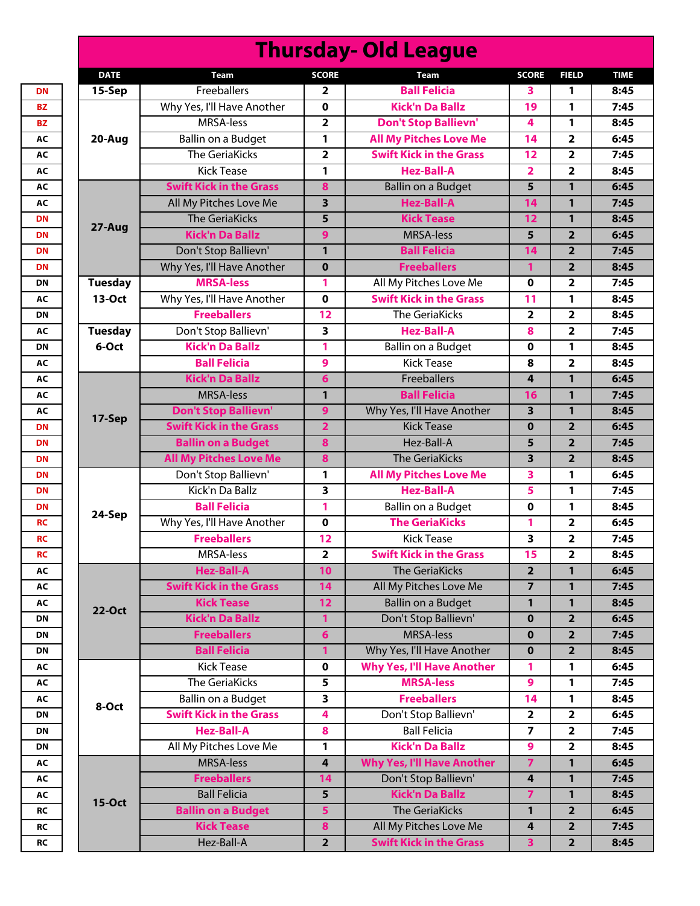# Thursday- Old League

| | DATE | Team | SCORE | Team | SCORE | FIELD | TIME |
|---|---|---|---|---|---|---|---|
| DN | 15-Sep | Freeballers | 2 | **Ball Felicia** | 3 | 1 | 8:45 |
| BZ | 20-Aug | Why Yes, I'll Have Another | 0 | **Kick'n Da Ballz** | 19 | 1 | 7:45 |
| BZ | | MRSA-less | 2 | **Don't Stop Ballievn'** | 4 | 1 | 8:45 |
| AC | | Ballin on a Budget | 1 | **All My Pitches Love Me** | 14 | 2 | 6:45 |
| AC | | The GeriaKicks | 2 | **Swift Kick in the Grass** | 12 | 2 | 7:45 |
| AC | | Kick Tease | 1 | **Hez-Ball-A** | 2 | 2 | 8:45 |
| AC | 27-Aug | **Swift Kick in the Grass** | 8 | Ballin on a Budget | 5 | 1 | 6:45 |
| AC | | All My Pitches Love Me | 3 | **Hez-Ball-A** | 14 | 1 | 7:45 |
| DN | | The GeriaKicks | 5 | **Kick Tease** | 12 | 1 | 8:45 |
| DN | | **Kick'n Da Ballz** | 9 | MRSA-less | 5 | 2 | 6:45 |
| DN | | Don't Stop Ballievn' | 1 | **Ball Felicia** | 14 | 2 | 7:45 |
| DN | | Why Yes, I'll Have Another | 0 | **Freeballers** | 1 | 2 | 8:45 |
| DN | Tuesday 13-Oct | **MRSA-less** | 1 | All My Pitches Love Me | 0 | 2 | 7:45 |
| AC | | Why Yes, I'll Have Another | 0 | **Swift Kick in the Grass** | 11 | 1 | 8:45 |
| DN | | **Freeballers** | 12 | The GeriaKicks | 2 | 2 | 8:45 |
| AC | Tuesday 6-Oct | Don't Stop Ballievn' | 3 | **Hez-Ball-A** | 8 | 2 | 7:45 |
| DN | | **Kick'n Da Ballz** | 1 | Ballin on a Budget | 0 | 1 | 8:45 |
| AC | | **Ball Felicia** | 9 | Kick Tease | 8 | 2 | 8:45 |
| AC | 17-Sep | **Kick'n Da Ballz** | 6 | Freeballers | 4 | 1 | 6:45 |
| AC | | MRSA-less | 1 | **Ball Felicia** | 16 | 1 | 7:45 |
| AC | | **Don't Stop Ballievn'** | 9 | Why Yes, I'll Have Another | 3 | 1 | 8:45 |
| DN | | **Swift Kick in the Grass** | 2 | Kick Tease | 0 | 2 | 6:45 |
| DN | | **Ballin on a Budget** | 8 | Hez-Ball-A | 5 | 2 | 7:45 |
| DN | | **All My Pitches Love Me** | 8 | The GeriaKicks | 3 | 2 | 8:45 |
| DN | 24-Sep | Don't Stop Ballievn' | 1 | **All My Pitches Love Me** | 3 | 1 | 6:45 |
| DN | | Kick'n Da Ballz | 3 | **Hez-Ball-A** | 5 | 1 | 7:45 |
| DN | | **Ball Felicia** | 1 | Ballin on a Budget | 0 | 1 | 8:45 |
| RC | | Why Yes, I'll Have Another | 0 | **The GeriaKicks** | 1 | 2 | 6:45 |
| RC | | **Freeballers** | 12 | Kick Tease | 3 | 2 | 7:45 |
| RC | | MRSA-less | 2 | **Swift Kick in the Grass** | 15 | 2 | 8:45 |
| AC | 22-Oct | **Hez-Ball-A** | 10 | The GeriaKicks | 2 | 1 | 6:45 |
| AC | | **Swift Kick in the Grass** | 14 | All My Pitches Love Me | 7 | 1 | 7:45 |
| AC | | **Kick Tease** | 12 | Ballin on a Budget | 1 | 1 | 8:45 |
| DN | | **Kick'n Da Ballz** | 1 | Don't Stop Ballievn' | 0 | 2 | 6:45 |
| DN | | **Freeballers** | 6 | MRSA-less | 0 | 2 | 7:45 |
| DN | | **Ball Felicia** | 1 | Why Yes, I'll Have Another | 0 | 2 | 8:45 |
| AC | 8-Oct | Kick Tease | 0 | **Why Yes, I'll Have Another** | 1 | 1 | 6:45 |
| AC | | The GeriaKicks | 5 | **MRSA-less** | 9 | 1 | 7:45 |
| AC | | Ballin on a Budget | 3 | **Freeballers** | 14 | 1 | 8:45 |
| DN | | **Swift Kick in the Grass** | 4 | Don't Stop Ballievn' | 2 | 2 | 6:45 |
| DN | | **Hez-Ball-A** | 8 | Ball Felicia | 7 | 2 | 7:45 |
| DN | | All My Pitches Love Me | 1 | **Kick'n Da Ballz** | 9 | 2 | 8:45 |
| AC | 15-Oct | MRSA-less | 4 | **Why Yes, I'll Have Another** | 7 | 1 | 6:45 |
| AC | | **Freeballers** | 14 | Don't Stop Ballievn' | 4 | 1 | 7:45 |
| AC | | Ball Felicia | 5 | **Kick'n Da Ballz** | 7 | 1 | 8:45 |
| RC | | **Ballin on a Budget** | 5 | The GeriaKicks | 1 | 2 | 6:45 |
| RC | | **Kick Tease** | 8 | All My Pitches Love Me | 4 | 2 | 7:45 |
| RC | | Hez-Ball-A | 2 | **Swift Kick in the Grass** | 3 | 2 | 8:45 |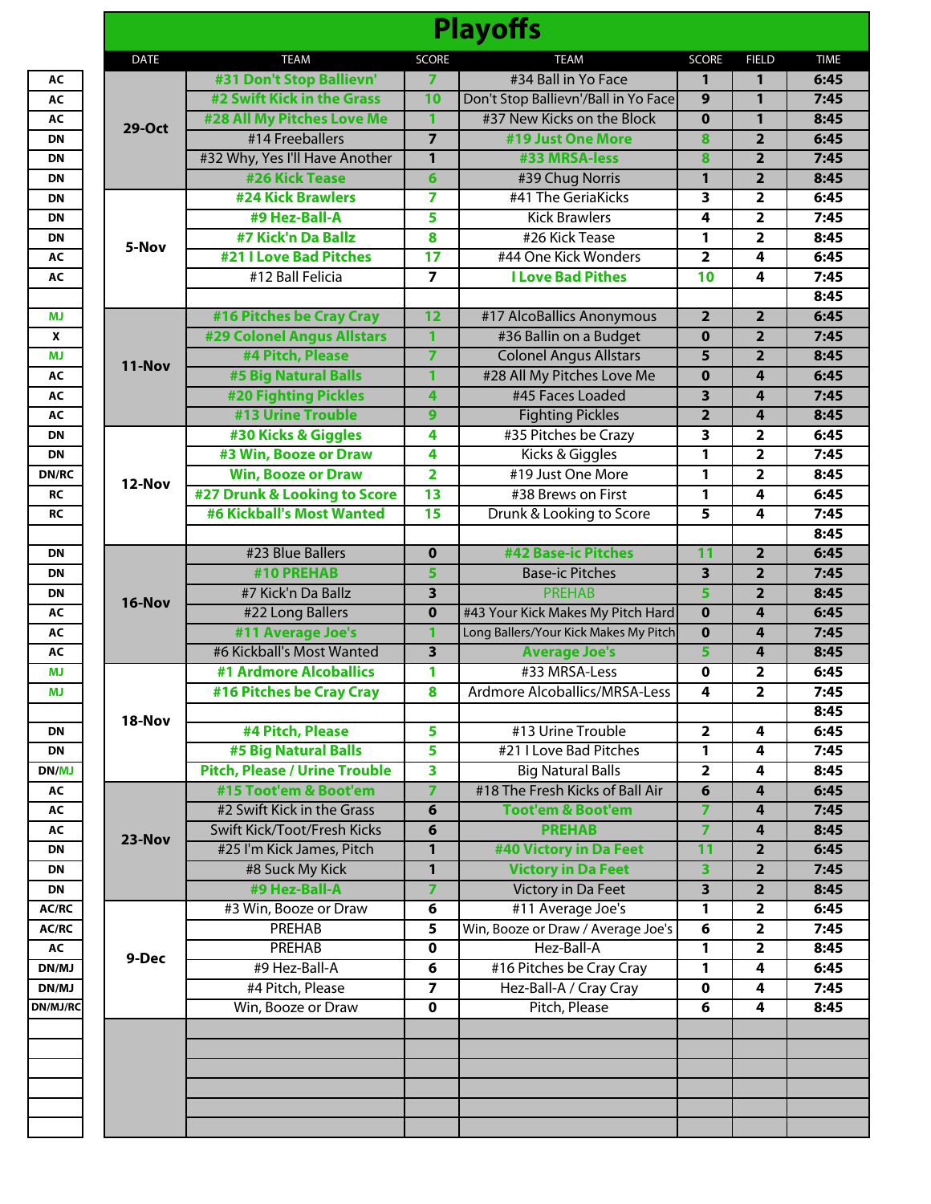# Playoffs

| | DATE | TEAM | SCORE | TEAM | SCORE | FIELD | TIME |
|---|---|---|---|---|---|---|---|
| AC | 29-Oct | #31 Don't Stop Ballievn' | 7 | #34 Ball in Yo Face | 1 | 1 | 6:45 |
| AC | | #2 Swift Kick in the Grass | 10 | Don't Stop Ballievn'/Ball in Yo Face | 9 | 1 | 7:45 |
| AC | | #28 All My Pitches Love Me | 1 | #37 New Kicks on the Block | 0 | 1 | 8:45 |
| DN | | #14 Freeballers | 7 | #19 Just One More | 8 | 2 | 6:45 |
| DN | | #32 Why, Yes I'll Have Another | 1 | #33 MRSA-less | 8 | 2 | 7:45 |
| DN | | #26 Kick Tease | 6 | #39 Chug Norris | 1 | 2 | 8:45 |
| DN | 5-Nov | #24 Kick Brawlers | 7 | #41 The GeriaKicks | 3 | 2 | 6:45 |
| DN | | #9 Hez-Ball-A | 5 | Kick Brawlers | 4 | 2 | 7:45 |
| DN | | #7 Kick'n Da Ballz | 8 | #26 Kick Tease | 1 | 2 | 8:45 |
| AC | | #21 I Love Bad Pitches | 17 | #44 One Kick Wonders | 2 | 4 | 6:45 |
| AC | | #12 Ball Felicia | 7 | I Love Bad Pithes | 10 | 4 | 7:45 |
| | | | | | | | 8:45 |
| MJ | 11-Nov | #16 Pitches be Cray Cray | 12 | #17 AlcoBallics Anonymous | 2 | 2 | 6:45 |
| X | | #29 Colonel Angus Allstars | 1 | #36 Ballin on a Budget | 0 | 2 | 7:45 |
| MJ | | #4 Pitch, Please | 7 | Colonel Angus Allstars | 5 | 2 | 8:45 |
| AC | | #5 Big Natural Balls | 1 | #28 All My Pitches Love Me | 0 | 4 | 6:45 |
| AC | | #20 Fighting Pickles | 4 | #45 Faces Loaded | 3 | 4 | 7:45 |
| AC | | #13 Urine Trouble | 9 | Fighting Pickles | 2 | 4 | 8:45 |
| DN | 12-Nov | #30 Kicks & Giggles | 4 | #35 Pitches be Crazy | 3 | 2 | 6:45 |
| DN | | #3 Win, Booze or Draw | 4 | Kicks & Giggles | 1 | 2 | 7:45 |
| DN/RC | | Win, Booze or Draw | 2 | #19 Just One More | 1 | 2 | 8:45 |
| RC | | #27 Drunk & Looking to Score | 13 | #38 Brews on First | 1 | 4 | 6:45 |
| RC | | #6 Kickball's Most Wanted | 15 | Drunk & Looking to Score | 5 | 4 | 7:45 |
| | | | | | | | 8:45 |
| DN | 16-Nov | #23 Blue Ballers | 0 | #42 Base-ic Pitches | 11 | 2 | 6:45 |
| DN | | #10 PREHAB | 5 | Base-ic Pitches | 3 | 2 | 7:45 |
| DN | | #7 Kick'n Da Ballz | 3 | PREHAB | 5 | 2 | 8:45 |
| AC | | #22 Long Ballers | 0 | #43 Your Kick Makes My Pitch Hard | 0 | 4 | 6:45 |
| AC | | #11 Average Joe's | 1 | Long Ballers/Your Kick Makes My Pitch | 0 | 4 | 7:45 |
| AC | | #6 Kickball's Most Wanted | 3 | Average Joe's | 5 | 4 | 8:45 |
| MJ | 18-Nov | #1 Ardmore Alcoballics | 1 | #33 MRSA-Less | 0 | 2 | 6:45 |
| MJ | | #16 Pitches be Cray Cray | 8 | Ardmore Alcoballics/MRSA-Less | 4 | 2 | 7:45 |
| | | | | | | | 8:45 |
| DN | | #4 Pitch, Please | 5 | #13 Urine Trouble | 2 | 4 | 6:45 |
| DN | | #5 Big Natural Balls | 5 | #21 I Love Bad Pitches | 1 | 4 | 7:45 |
| DN/MJ | | Pitch, Please / Urine Trouble | 3 | Big Natural Balls | 2 | 4 | 8:45 |
| AC | 23-Nov | #15 Toot'em & Boot'em | 7 | #18 The Fresh Kicks of Ball Air | 6 | 4 | 6:45 |
| AC | | #2 Swift Kick in the Grass | 6 | Toot'em & Boot'em | 7 | 4 | 7:45 |
| AC | | Swift Kick/Toot/Fresh Kicks | 6 | PREHAB | 7 | 4 | 8:45 |
| DN | | #25 I'm Kick James, Pitch | 1 | #40 Victory in Da Feet | 11 | 2 | 6:45 |
| DN | | #8 Suck My Kick | 1 | Victory in Da Feet | 3 | 2 | 7:45 |
| DN | | #9 Hez-Ball-A | 7 | Victory in Da Feet | 3 | 2 | 8:45 |
| AC/RC | 9-Dec | #3 Win, Booze or Draw | 6 | #11 Average Joe's | 1 | 2 | 6:45 |
| AC/RC | | PREHAB | 5 | Win, Booze or Draw / Average Joe's | 6 | 2 | 7:45 |
| AC | | PREHAB | 0 | Hez-Ball-A | 1 | 2 | 8:45 |
| DN/MJ | | #9 Hez-Ball-A | 6 | #16 Pitches be Cray Cray | 1 | 4 | 6:45 |
| DN/MJ | | #4 Pitch, Please | 7 | Hez-Ball-A / Cray Cray | 0 | 4 | 7:45 |
| DN/MJ/RC | | Win, Booze or Draw | 0 | Pitch, Please | 6 | 4 | 8:45 |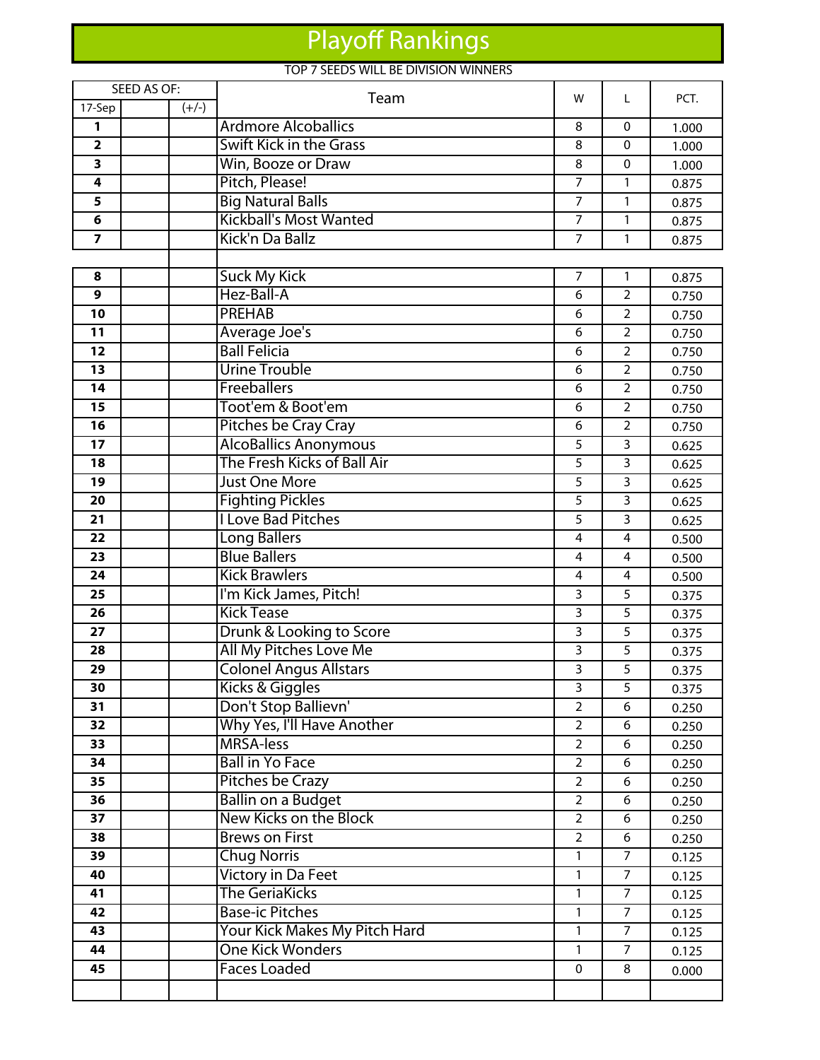# Playoff Rankings

TOP 7 SEEDS WILL BE DIVISION WINNERS

| SEED AS OF: | | | Team | W | L | PCT. |
|---|---|---|---|---|---|---|
| 17-Sep | | (+/-) | | | | |
| 1 | | | Ardmore Alcoballics | 8 | 0 | 1.000 |
| 2 | | | Swift Kick in the Grass | 8 | 0 | 1.000 |
| 3 | | | Win, Booze or Draw | 8 | 0 | 1.000 |
| 4 | | | Pitch, Please! | 7 | 1 | 0.875 |
| 5 | | | Big Natural Balls | 7 | 1 | 0.875 |
| 6 | | | Kickball's Most Wanted | 7 | 1 | 0.875 |
| 7 | | | Kick'n Da Ballz | 7 | 1 | 0.875 |
| | | | | | | |
| 8 | | | Suck My Kick | 7 | 1 | 0.875 |
| 9 | | | Hez-Ball-A | 6 | 2 | 0.750 |
| 10 | | | PREHAB | 6 | 2 | 0.750 |
| 11 | | | Average Joe's | 6 | 2 | 0.750 |
| 12 | | | Ball Felicia | 6 | 2 | 0.750 |
| 13 | | | Urine Trouble | 6 | 2 | 0.750 |
| 14 | | | Freeballers | 6 | 2 | 0.750 |
| 15 | | | Toot'em & Boot'em | 6 | 2 | 0.750 |
| 16 | | | Pitches be Cray Cray | 6 | 2 | 0.750 |
| 17 | | | AlcoBallics Anonymous | 5 | 3 | 0.625 |
| 18 | | | The Fresh Kicks of Ball Air | 5 | 3 | 0.625 |
| 19 | | | Just One More | 5 | 3 | 0.625 |
| 20 | | | Fighting Pickles | 5 | 3 | 0.625 |
| 21 | | | I Love Bad Pitches | 5 | 3 | 0.625 |
| 22 | | | Long Ballers | 4 | 4 | 0.500 |
| 23 | | | Blue Ballers | 4 | 4 | 0.500 |
| 24 | | | Kick Brawlers | 4 | 4 | 0.500 |
| 25 | | | I'm Kick James, Pitch! | 3 | 5 | 0.375 |
| 26 | | | Kick Tease | 3 | 5 | 0.375 |
| 27 | | | Drunk & Looking to Score | 3 | 5 | 0.375 |
| 28 | | | All My Pitches Love Me | 3 | 5 | 0.375 |
| 29 | | | Colonel Angus Allstars | 3 | 5 | 0.375 |
| 30 | | | Kicks & Giggles | 3 | 5 | 0.375 |
| 31 | | | Don't Stop Ballievn' | 2 | 6 | 0.250 |
| 32 | | | Why Yes, I'll Have Another | 2 | 6 | 0.250 |
| 33 | | | MRSA-less | 2 | 6 | 0.250 |
| 34 | | | Ball in Yo Face | 2 | 6 | 0.250 |
| 35 | | | Pitches be Crazy | 2 | 6 | 0.250 |
| 36 | | | Ballin on a Budget | 2 | 6 | 0.250 |
| 37 | | | New Kicks on the Block | 2 | 6 | 0.250 |
| 38 | | | Brews on First | 2 | 6 | 0.250 |
| 39 | | | Chug Norris | 1 | 7 | 0.125 |
| 40 | | | Victory in Da Feet | 1 | 7 | 0.125 |
| 41 | | | The GeriaKicks | 1 | 7 | 0.125 |
| 42 | | | Base-ic Pitches | 1 | 7 | 0.125 |
| 43 | | | Your Kick Makes My Pitch Hard | 1 | 7 | 0.125 |
| 44 | | | One Kick Wonders | 1 | 7 | 0.125 |
| 45 | | | Faces Loaded | 0 | 8 | 0.000 |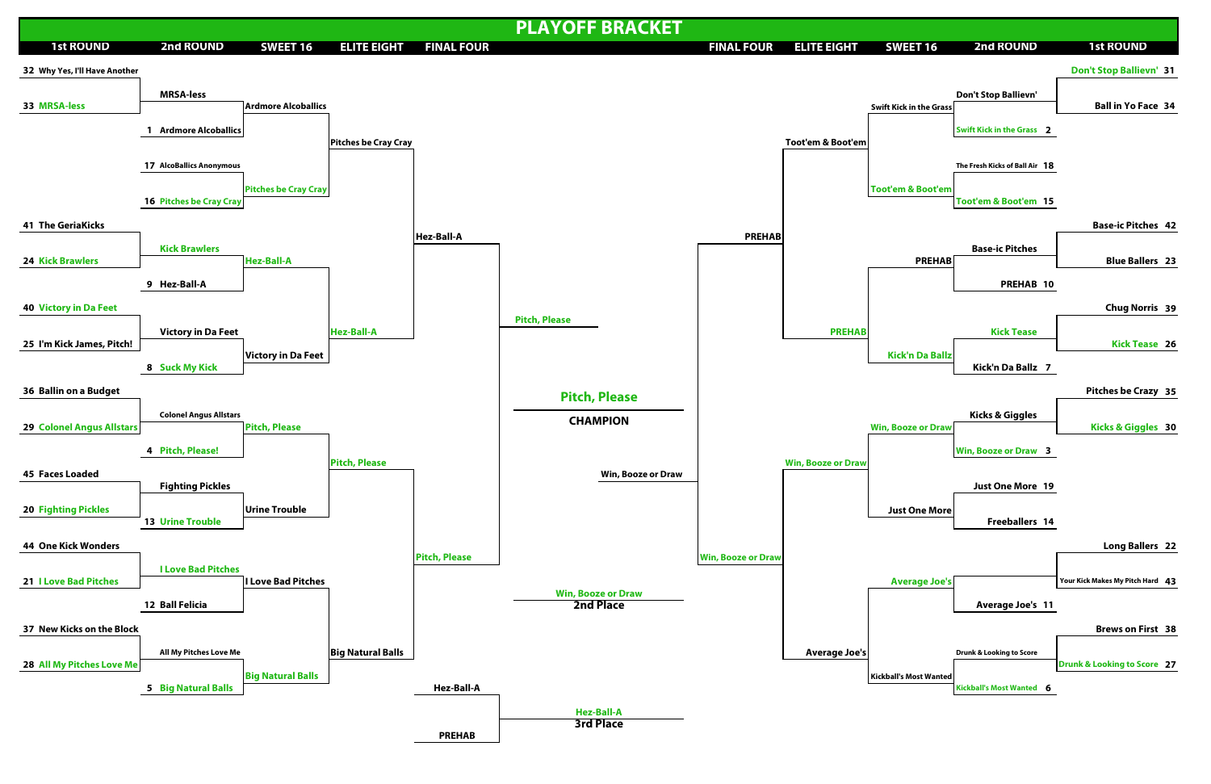# PLAYOFF BRACKET

## Left Side

### 1st ROUND
- 32 Why Yes, I'll Have Another
- 33 MRSA-less
- 41 The GeriaKicks
- 24 Kick Brawlers
- 40 Victory in Da Feet
- 25 I'm Kick James, Pitch!
- 36 Ballin on a Budget
- 29 Colonel Angus Allstars
- 45 Faces Loaded
- 20 Fighting Pickles
- 44 One Kick Wonders
- 21 I Love Bad Pitches
- 37 New Kicks on the Block
- 28 All My Pitches Love Me

### 2nd ROUND
- MRSA-less
- 1 Ardmore Alcoballics
- 17 AlcoBallics Anonymous
- 16 Pitches be Cray Cray
- Kick Brawlers
- 9 Hez-Ball-A
- Victory in Da Feet
- 8 Suck My Kick
- Colonel Angus Allstars
- 4 Pitch, Please!
- Fighting Pickles
- 13 Urine Trouble
- I Love Bad Pitches
- 12 Ball Felicia
- All My Pitches Love Me
- 5 Big Natural Balls

### SWEET 16
- Ardmore Alcoballics
- Pitches be Cray Cray
- Hez-Ball-A
- Victory in Da Feet
- Pitch, Please
- Urine Trouble
- I Love Bad Pitches
- Big Natural Balls

### ELITE EIGHT
- Pitches be Cray Cray
- Hez-Ball-A
- Pitch, Please
- Big Natural Balls

### FINAL FOUR
- Hez-Ball-A
- Pitch, Please

## Right Side

### 1st ROUND
- Don't Stop Ballievn' 31
- Ball in Yo Face 34
- Base-ic Pitches 42
- Blue Ballers 23
- Chug Norris 39
- Kick Tease 26
- Pitches be Crazy 35
- Kicks & Giggles 30
- Long Ballers 22
- Your Kick Makes My Pitch Hard 43
- Brews on First 38
- Drunk & Looking to Score 27

### 2nd ROUND
- Don't Stop Ballievn'
- Swift Kick in the Grass 2
- The Fresh Kicks of Ball Air 18
- Toot'em & Boot'em 15
- Base-ic Pitches
- PREHAB 10
- Kick Tease
- Kick'n Da Ballz 7
- Kicks & Giggles
- Win, Booze or Draw 3
- Just One More 19
- Freeballers 14
- Your Kick Makes My Pitch Hard
- Average Joe's 11
- Drunk & Looking to Score
- Kickball's Most Wanted 6

### SWEET 16
- Swift Kick in the Grass
- Toot'em & Boot'em
- PREHAB
- Kick'n Da Ballz
- Win, Booze or Draw
- Just One More
- Average Joe's
- Kickball's Most Wanted

### ELITE EIGHT
- Toot'em & Boot'em
- PREHAB
- Win, Booze or Draw
- Average Joe's

### FINAL FOUR
- PREHAB
- Win, Booze or Draw

## Championship
- Pitch, Please
- Win, Booze or Draw

**Pitch, Please**

**CHAMPION**

Win, Booze or Draw

**2nd Place**

Hez-Ball-A vs. PREHAB

Hez-Ball-A

**3rd Place**